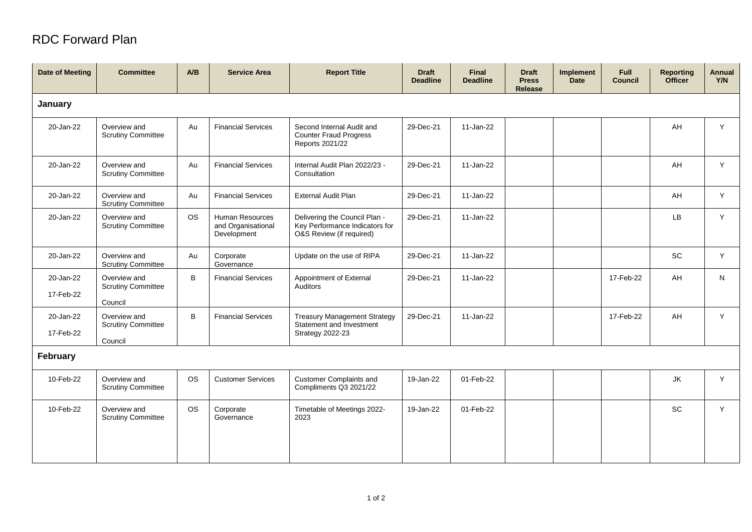# RDC Forward Plan

| Date of Meeting | Committee | A/B | Service Area | Report Title | Draft Deadline | Final Deadline | Draft Press Release | Implement Date | Full Council | Reporting Officer | Annual Y/N |
|---|---|---|---|---|---|---|---|---|---|---|---|
| **January** | | | | | | | | | | | |
| 20-Jan-22 | Overview and Scrutiny Committee | Au | Financial Services | Second Internal Audit and Counter Fraud Progress Reports 2021/22 | 29-Dec-21 | 11-Jan-22 | | | | AH | Y |
| 20-Jan-22 | Overview and Scrutiny Committee | Au | Financial Services | Internal Audit Plan 2022/23 - Consultation | 29-Dec-21 | 11-Jan-22 | | | | AH | Y |
| 20-Jan-22 | Overview and Scrutiny Committee | Au | Financial Services | External Audit Plan | 29-Dec-21 | 11-Jan-22 | | | | AH | Y |
| 20-Jan-22 | Overview and Scrutiny Committee | OS | Human Resources and Organisational Development | Delivering the Council Plan - Key Performance Indicators for O&S Review (if required) | 29-Dec-21 | 11-Jan-22 | | | | LB | Y |
| 20-Jan-22 | Overview and Scrutiny Committee | Au | Corporate Governance | Update on the use of RIPA | 29-Dec-21 | 11-Jan-22 | | | | SC | Y |
| 20-Jan-22<br>17-Feb-22 | Overview and Scrutiny Committee<br>Council | B | Financial Services | Appointment of External Auditors | 29-Dec-21 | 11-Jan-22 | | | 17-Feb-22 | AH | N |
| 20-Jan-22<br>17-Feb-22 | Overview and Scrutiny Committee<br>Council | B | Financial Services | Treasury Management Strategy Statement and Investment Strategy 2022-23 | 29-Dec-21 | 11-Jan-22 | | | 17-Feb-22 | AH | Y |
| **February** | | | | | | | | | | | |
| 10-Feb-22 | Overview and Scrutiny Committee | OS | Customer Services | Customer Complaints and Compliments Q3 2021/22 | 19-Jan-22 | 01-Feb-22 | | | | JK | Y |
| 10-Feb-22 | Overview and Scrutiny Committee | OS | Corporate Governance | Timetable of Meetings 2022-2023 | 19-Jan-22 | 01-Feb-22 | | | | SC | Y |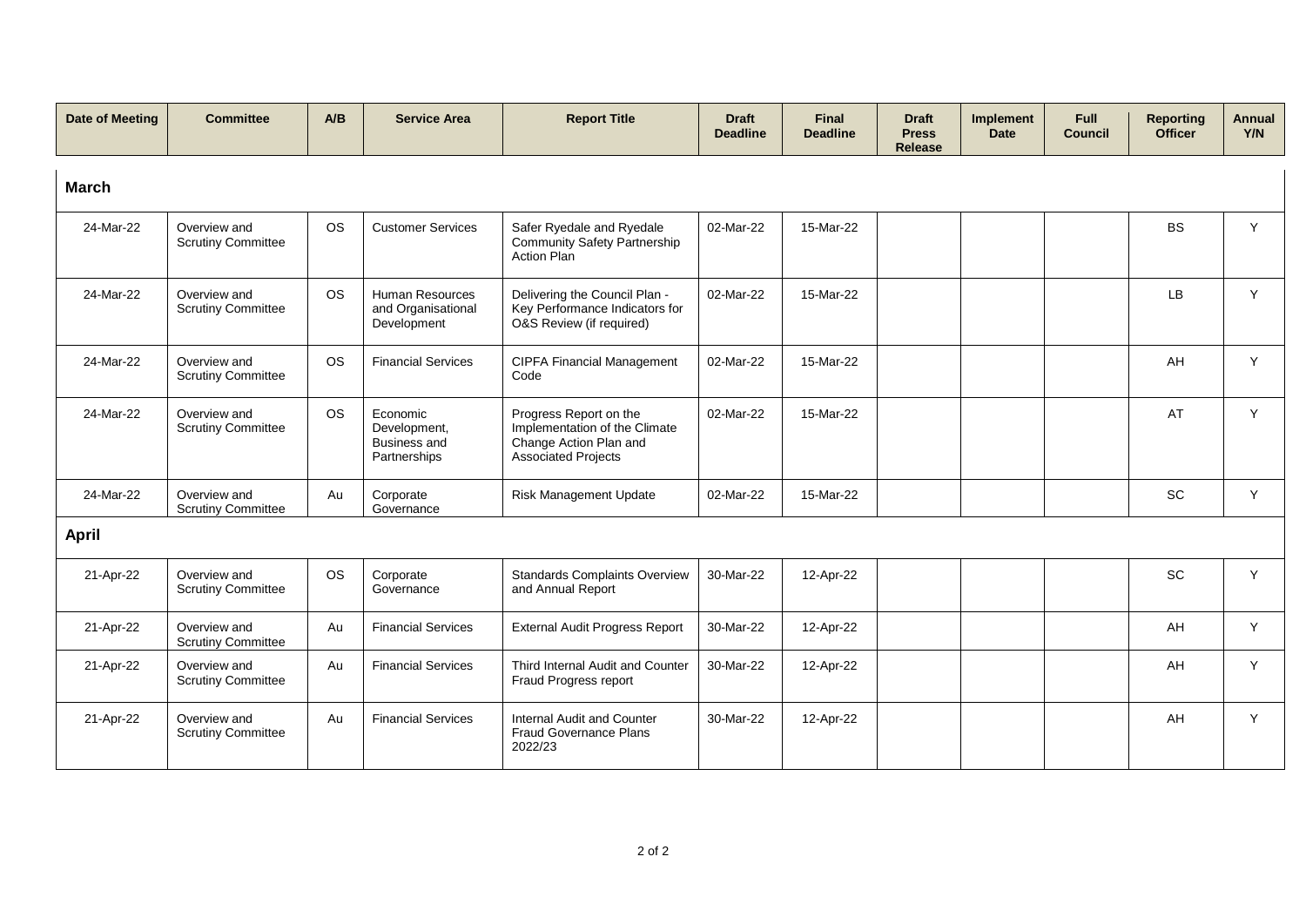| Date of Meeting | Committee | A/B | Service Area | Report Title | Draft Deadline | Final Deadline | Draft Press Release | Implement Date | Full Council | Reporting Officer | Annual Y/N |
|---|---|---|---|---|---|---|---|---|---|---|---|
| **March** | | | | | | | | | | | |
| 24-Mar-22 | Overview and Scrutiny Committee | OS | Customer Services | Safer Ryedale and Ryedale Community Safety Partnership Action Plan | 02-Mar-22 | 15-Mar-22 | | | | BS | Y |
| 24-Mar-22 | Overview and Scrutiny Committee | OS | Human Resources and Organisational Development | Delivering the Council Plan - Key Performance Indicators for O&S Review (if required) | 02-Mar-22 | 15-Mar-22 | | | | LB | Y |
| 24-Mar-22 | Overview and Scrutiny Committee | OS | Financial Services | CIPFA Financial Management Code | 02-Mar-22 | 15-Mar-22 | | | | AH | Y |
| 24-Mar-22 | Overview and Scrutiny Committee | OS | Economic Development, Business and Partnerships | Progress Report on the Implementation of the Climate Change Action Plan and Associated Projects | 02-Mar-22 | 15-Mar-22 | | | | AT | Y |
| 24-Mar-22 | Overview and Scrutiny Committee | Au | Corporate Governance | Risk Management Update | 02-Mar-22 | 15-Mar-22 | | | | SC | Y |
| **April** | | | | | | | | | | | |
| 21-Apr-22 | Overview and Scrutiny Committee | OS | Corporate Governance | Standards Complaints Overview and Annual Report | 30-Mar-22 | 12-Apr-22 | | | | SC | Y |
| 21-Apr-22 | Overview and Scrutiny Committee | Au | Financial Services | External Audit Progress Report | 30-Mar-22 | 12-Apr-22 | | | | AH | Y |
| 21-Apr-22 | Overview and Scrutiny Committee | Au | Financial Services | Third Internal Audit and Counter Fraud Progress report | 30-Mar-22 | 12-Apr-22 | | | | AH | Y |
| 21-Apr-22 | Overview and Scrutiny Committee | Au | Financial Services | Internal Audit and Counter Fraud Governance Plans 2022/23 | 30-Mar-22 | 12-Apr-22 | | | | AH | Y |